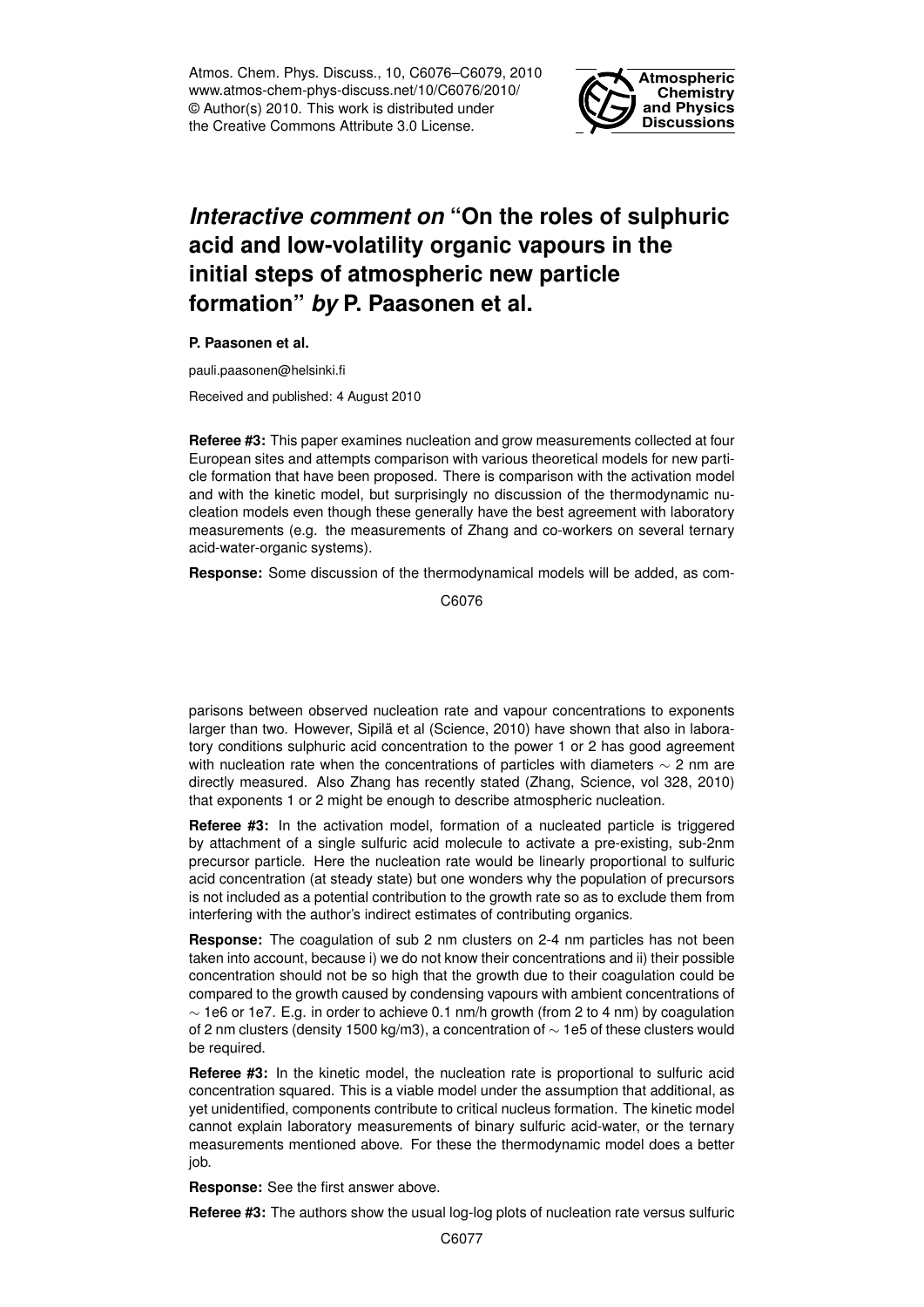# *Interactive comment on* "On the roles of sulphuric acid and low-volatility organic vapours in the initial steps of atmospheric new particle formation" *by* P. Paasonen et al.

**P. Paasonen et al.**

pauli.paasonen@helsinki.fi

Received and published: 4 August 2010

**Referee #3:** This paper examines nucleation and grow measurements collected at four European sites and attempts comparison with various theoretical models for new particle formation that have been proposed. There is comparison with the activation model and with the kinetic model, but surprisingly no discussion of the thermodynamic nucleation models even though these generally have the best agreement with laboratory measurements (e.g. the measurements of Zhang and co-workers on several ternary acid-water-organic systems).

**Response:** Some discussion of the thermodynamical models will be added, as comparisons between observed nucleation rate and vapour concentrations to exponents larger than two. However, Sipilä et al (Science, 2010) have shown that also in laboratory conditions sulphuric acid concentration to the power 1 or 2 has good agreement with nucleation rate when the concentrations of particles with diameters ~ 2 nm are directly measured. Also Zhang has recently stated (Zhang, Science, vol 328, 2010) that exponents 1 or 2 might be enough to describe atmospheric nucleation.

**Referee #3:** In the activation model, formation of a nucleated particle is triggered by attachment of a single sulfuric acid molecule to activate a pre-existing, sub-2nm precursor particle. Here the nucleation rate would be linearly proportional to sulfuric acid concentration (at steady state) but one wonders why the population of precursors is not included as a potential contribution to the growth rate so as to exclude them from interfering with the author's indirect estimates of contributing organics.

**Response:** The coagulation of sub 2 nm clusters on 2-4 nm particles has not been taken into account, because i) we do not know their concentrations and ii) their possible concentration should not be so high that the growth due to their coagulation could be compared to the growth caused by condensing vapours with ambient concentrations of ~ 1e6 or 1e7. E.g. in order to achieve 0.1 nm/h growth (from 2 to 4 nm) by coagulation of 2 nm clusters (density 1500 kg/m3), a concentration of ~ 1e5 of these clusters would be required.

**Referee #3:** In the kinetic model, the nucleation rate is proportional to sulfuric acid concentration squared. This is a viable model under the assumption that additional, as yet unidentified, components contribute to critical nucleus formation. The kinetic model cannot explain laboratory measurements of binary sulfuric acid-water, or the ternary measurements mentioned above. For these the thermodynamic model does a better job.

**Response:** See the first answer above.

**Referee #3:** The authors show the usual log-log plots of nucleation rate versus sulfuric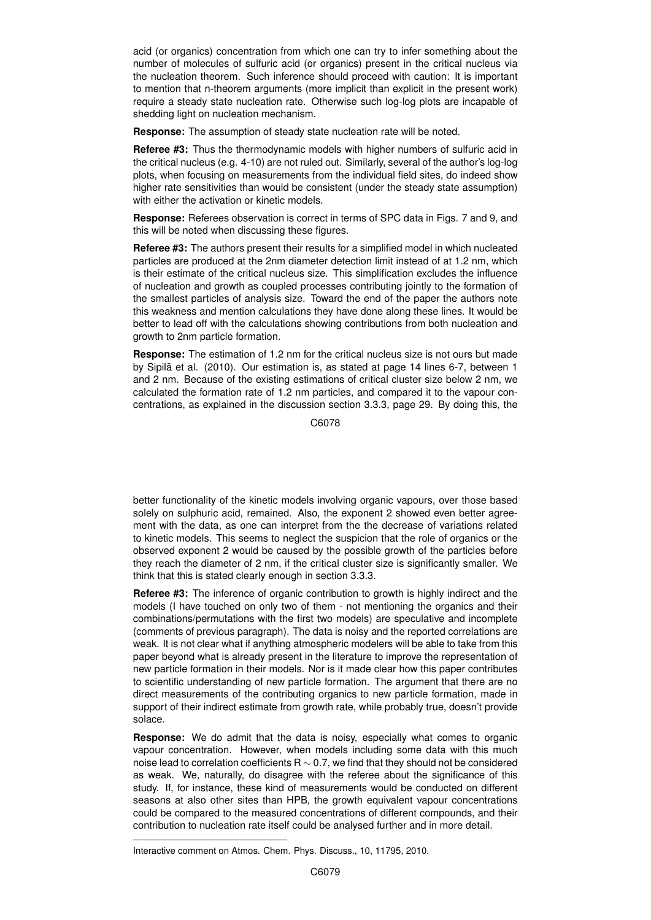acid (or organics) concentration from which one can try to infer something about the number of molecules of sulfuric acid (or organics) present in the critical nucleus via the nucleation theorem. Such inference should proceed with caution: It is important to mention that n-theorem arguments (more implicit than explicit in the present work) require a steady state nucleation rate. Otherwise such log-log plots are incapable of shedding light on nucleation mechanism.

**Response:** The assumption of steady state nucleation rate will be noted.

**Referee #3:** Thus the thermodynamic models with higher numbers of sulfuric acid in the critical nucleus (e.g. 4-10) are not ruled out. Similarly, several of the author's log-log plots, when focusing on measurements from the individual field sites, do indeed show higher rate sensitivities than would be consistent (under the steady state assumption) with either the activation or kinetic models.

**Response:** Referees observation is correct in terms of SPC data in Figs. 7 and 9, and this will be noted when discussing these figures.

**Referee #3:** The authors present their results for a simplified model in which nucleated particles are produced at the 2nm diameter detection limit instead of at 1.2 nm, which is their estimate of the critical nucleus size. This simplification excludes the influence of nucleation and growth as coupled processes contributing jointly to the formation of the smallest particles of analysis size. Toward the end of the paper the authors note this weakness and mention calculations they have done along these lines. It would be better to lead off with the calculations showing contributions from both nucleation and growth to 2nm particle formation.

**Response:** The estimation of 1.2 nm for the critical nucleus size is not ours but made by Sipilä et al. (2010). Our estimation is, as stated at page 14 lines 6-7, between 1 and 2 nm. Because of the existing estimations of critical cluster size below 2 nm, we calculated the formation rate of 1.2 nm particles, and compared it to the vapour concentrations, as explained in the discussion section 3.3.3, page 29. By doing this, the better functionality of the kinetic models involving organic vapours, over those based solely on sulphuric acid, remained. Also, the exponent 2 showed even better agreement with the data, as one can interpret from the the decrease of variations related to kinetic models. This seems to neglect the suspicion that the role of organics or the observed exponent 2 would be caused by the possible growth of the particles before they reach the diameter of 2 nm, if the critical cluster size is significantly smaller. We think that this is stated clearly enough in section 3.3.3.

**Referee #3:** The inference of organic contribution to growth is highly indirect and the models (I have touched on only two of them - not mentioning the organics and their combinations/permutations with the first two models) are speculative and incomplete (comments of previous paragraph). The data is noisy and the reported correlations are weak. It is not clear what if anything atmospheric modelers will be able to take from this paper beyond what is already present in the literature to improve the representation of new particle formation in their models. Nor is it made clear how this paper contributes to scientific understanding of new particle formation. The argument that there are no direct measurements of the contributing organics to new particle formation, made in support of their indirect estimate from growth rate, while probably true, doesn't provide solace.

**Response:** We do admit that the data is noisy, especially what comes to organic vapour concentration. However, when models including some data with this much noise lead to correlation coefficients $R \sim 0.7$, we find that they should not be considered as weak. We, naturally, do disagree with the referee about the significance of this study. If, for instance, these kind of measurements would be conducted on different seasons at also other sites than HPB, the growth equivalent vapour concentrations could be compared to the measured concentrations of different compounds, and their contribution to nucleation rate itself could be analysed further and in more detail.

---

Interactive comment on Atmos. Chem. Phys. Discuss., 10, 11795, 2010.